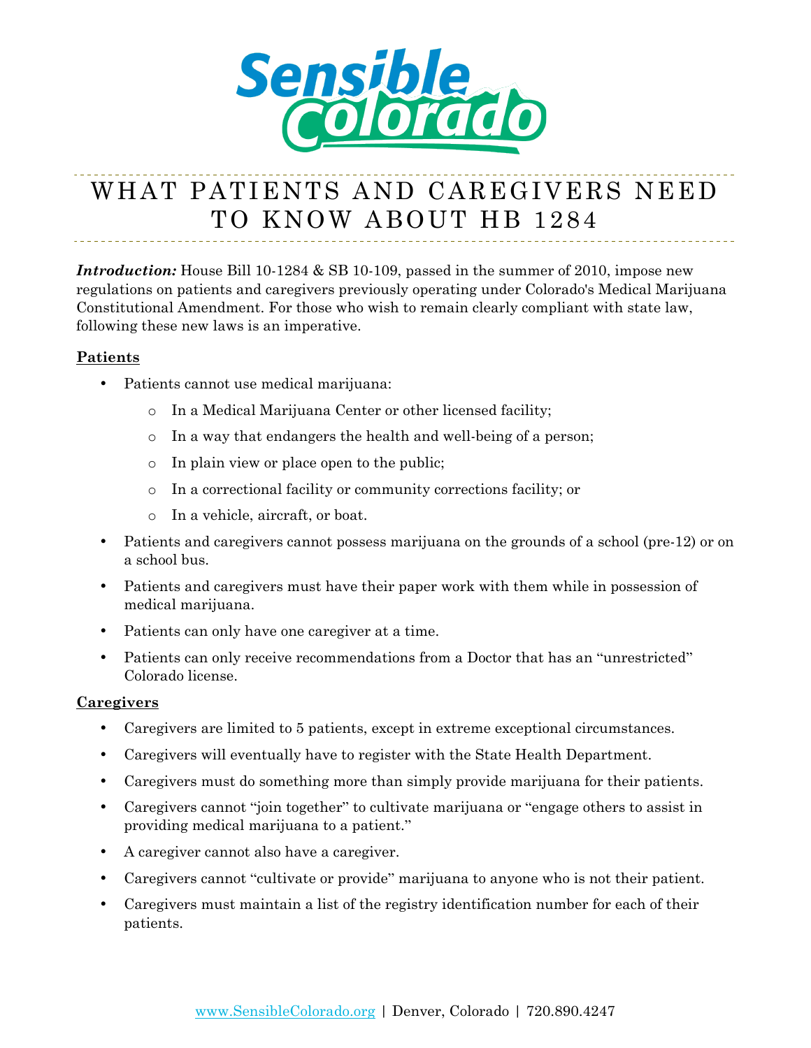# WHAT PATIENTS AND CAREGIVERS NEED TO KNOW ABOUT HB 1284

***Introduction:*** House Bill 10-1284 & SB 10-109, passed in the summer of 2010, impose new regulations on patients and caregivers previously operating under Colorado's Medical Marijuana Constitutional Amendment. For those who wish to remain clearly compliant with state law, following these new laws is an imperative.

## Patients

- Patients cannot use medical marijuana:
  - In a Medical Marijuana Center or other licensed facility;
  - In a way that endangers the health and well-being of a person;
  - In plain view or place open to the public;
  - In a correctional facility or community corrections facility; or
  - In a vehicle, aircraft, or boat.
- Patients and caregivers cannot possess marijuana on the grounds of a school (pre-12) or on a school bus.
- Patients and caregivers must have their paper work with them while in possession of medical marijuana.
- Patients can only have one caregiver at a time.
- Patients can only receive recommendations from a Doctor that has an "unrestricted" Colorado license.

## Caregivers

- Caregivers are limited to 5 patients, except in extreme exceptional circumstances.
- Caregivers will eventually have to register with the State Health Department.
- Caregivers must do something more than simply provide marijuana for their patients.
- Caregivers cannot "join together" to cultivate marijuana or "engage others to assist in providing medical marijuana to a patient."
- A caregiver cannot also have a caregiver.
- Caregivers cannot "cultivate or provide" marijuana to anyone who is not their patient.
- Caregivers must maintain a list of the registry identification number for each of their patients.

www.SensibleColorado.org | Denver, Colorado | 720.890.4247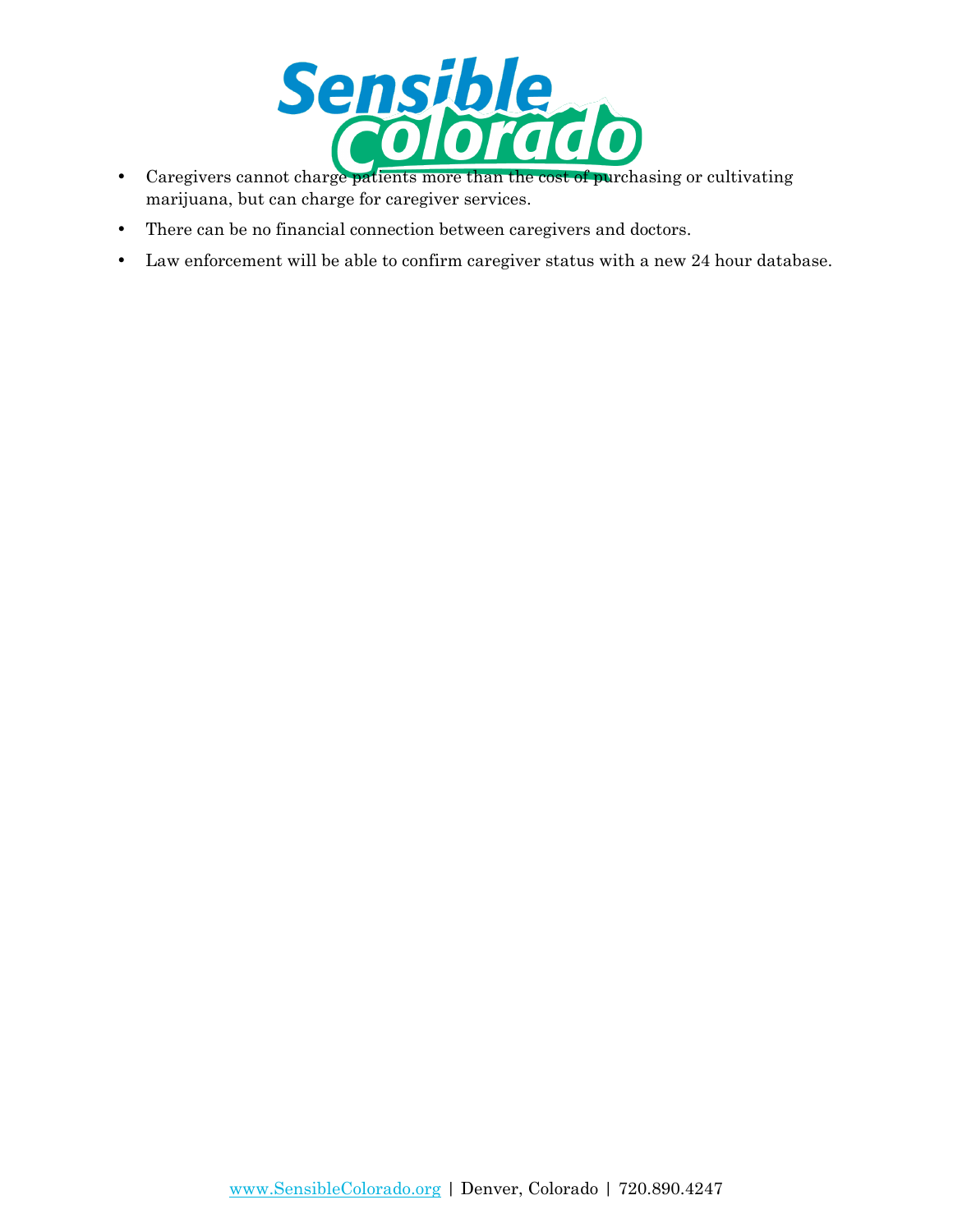- Caregivers cannot charge patients more than the cost of purchasing or cultivating marijuana, but can charge for caregiver services.
- There can be no financial connection between caregivers and doctors.
- Law enforcement will be able to confirm caregiver status with a new 24 hour database.